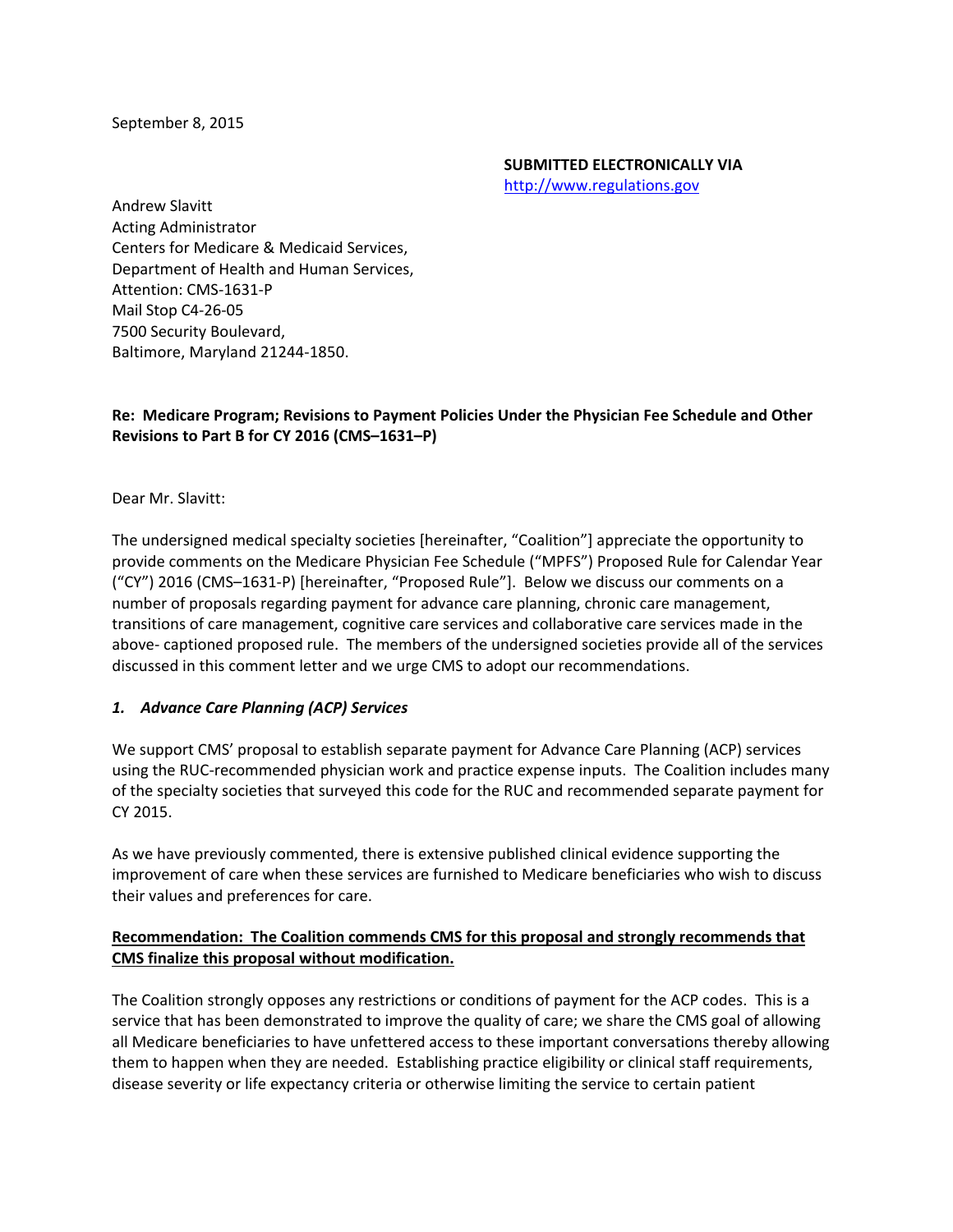September 8, 2015

**SUBMITTED ELECTRONICALLY VIA**
http://www.regulations.gov

Andrew Slavitt
Acting Administrator
Centers for Medicare & Medicaid Services,
Department of Health and Human Services,
Attention: CMS-1631-P
Mail Stop C4-26-05
7500 Security Boulevard,
Baltimore, Maryland 21244-1850.

**Re: Medicare Program; Revisions to Payment Policies Under the Physician Fee Schedule and Other Revisions to Part B for CY 2016 (CMS–1631–P)**

Dear Mr. Slavitt:

The undersigned medical specialty societies [hereinafter, "Coalition"] appreciate the opportunity to provide comments on the Medicare Physician Fee Schedule ("MPFS") Proposed Rule for Calendar Year ("CY") 2016 (CMS–1631-P) [hereinafter, "Proposed Rule"]. Below we discuss our comments on a number of proposals regarding payment for advance care planning, chronic care management, transitions of care management, cognitive care services and collaborative care services made in the above- captioned proposed rule. The members of the undersigned societies provide all of the services discussed in this comment letter and we urge CMS to adopt our recommendations.

### *1. Advance Care Planning (ACP) Services*

We support CMS' proposal to establish separate payment for Advance Care Planning (ACP) services using the RUC-recommended physician work and practice expense inputs. The Coalition includes many of the specialty societies that surveyed this code for the RUC and recommended separate payment for CY 2015.

As we have previously commented, there is extensive published clinical evidence supporting the improvement of care when these services are furnished to Medicare beneficiaries who wish to discuss their values and preferences for care.

**Recommendation: The Coalition commends CMS for this proposal and strongly recommends that CMS finalize this proposal without modification.**

The Coalition strongly opposes any restrictions or conditions of payment for the ACP codes. This is a service that has been demonstrated to improve the quality of care; we share the CMS goal of allowing all Medicare beneficiaries to have unfettered access to these important conversations thereby allowing them to happen when they are needed. Establishing practice eligibility or clinical staff requirements, disease severity or life expectancy criteria or otherwise limiting the service to certain patient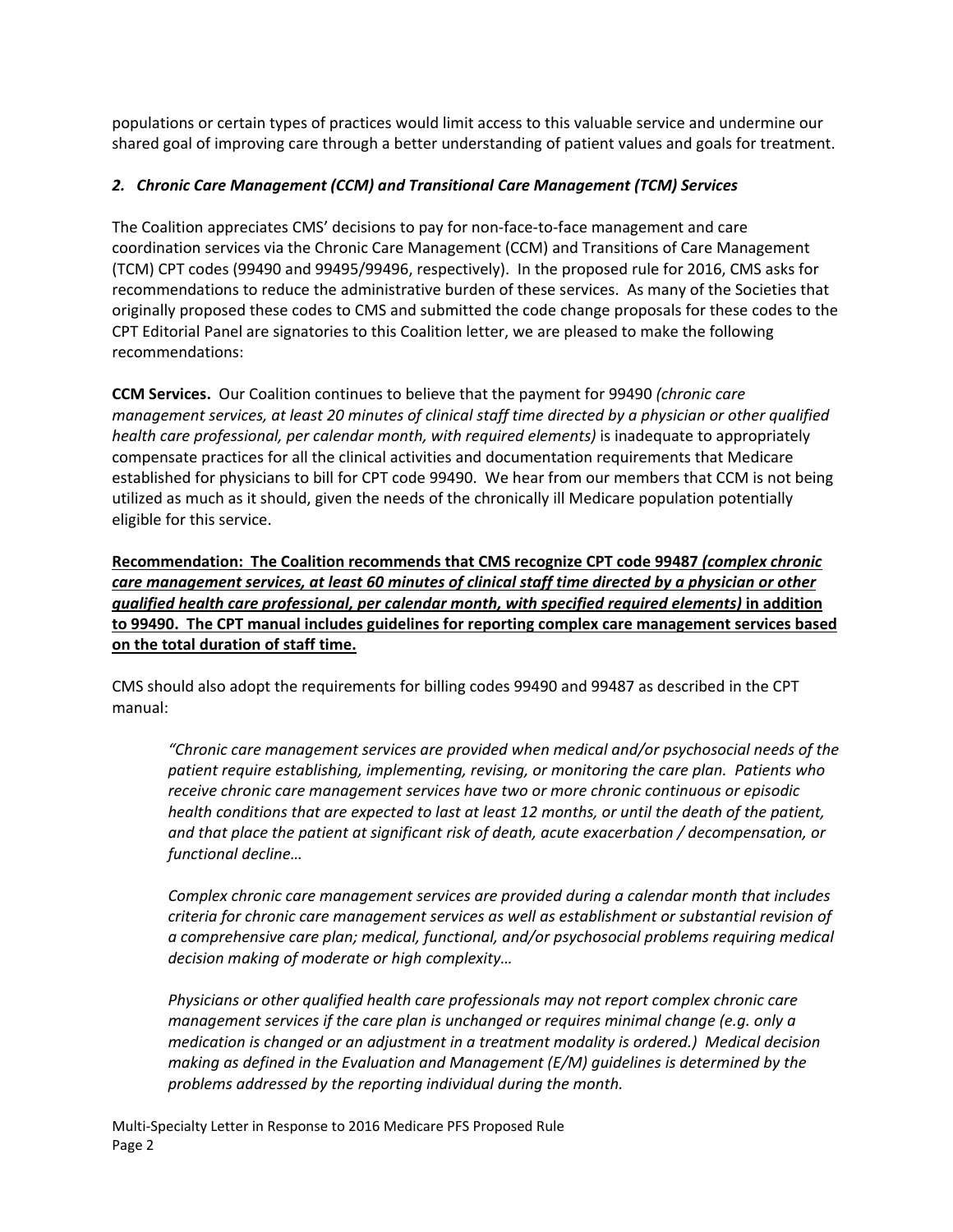populations or certain types of practices would limit access to this valuable service and undermine our shared goal of improving care through a better understanding of patient values and goals for treatment.

### *2. Chronic Care Management (CCM) and Transitional Care Management (TCM) Services*

The Coalition appreciates CMS' decisions to pay for non-face-to-face management and care coordination services via the Chronic Care Management (CCM) and Transitions of Care Management (TCM) CPT codes (99490 and 99495/99496, respectively). In the proposed rule for 2016, CMS asks for recommendations to reduce the administrative burden of these services. As many of the Societies that originally proposed these codes to CMS and submitted the code change proposals for these codes to the CPT Editorial Panel are signatories to this Coalition letter, we are pleased to make the following recommendations:

**CCM Services.** Our Coalition continues to believe that the payment for 99490 *(chronic care management services, at least 20 minutes of clinical staff time directed by a physician or other qualified health care professional, per calendar month, with required elements)* is inadequate to appropriately compensate practices for all the clinical activities and documentation requirements that Medicare established for physicians to bill for CPT code 99490. We hear from our members that CCM is not being utilized as much as it should, given the needs of the chronically ill Medicare population potentially eligible for this service.

**Recommendation: The Coalition recommends that CMS recognize CPT code 99487 *(complex chronic care management services, at least 60 minutes of clinical staff time directed by a physician or other qualified health care professional, per calendar month, with specified required elements)* in addition to 99490. The CPT manual includes guidelines for reporting complex care management services based on the total duration of staff time.**

CMS should also adopt the requirements for billing codes 99490 and 99487 as described in the CPT manual:

> *"Chronic care management services are provided when medical and/or psychosocial needs of the patient require establishing, implementing, revising, or monitoring the care plan. Patients who receive chronic care management services have two or more chronic continuous or episodic health conditions that are expected to last at least 12 months, or until the death of the patient, and that place the patient at significant risk of death, acute exacerbation / decompensation, or functional decline…*
>
> *Complex chronic care management services are provided during a calendar month that includes criteria for chronic care management services as well as establishment or substantial revision of a comprehensive care plan; medical, functional, and/or psychosocial problems requiring medical decision making of moderate or high complexity…*
>
> *Physicians or other qualified health care professionals may not report complex chronic care management services if the care plan is unchanged or requires minimal change (e.g. only a medication is changed or an adjustment in a treatment modality is ordered.) Medical decision making as defined in the Evaluation and Management (E/M) guidelines is determined by the problems addressed by the reporting individual during the month.*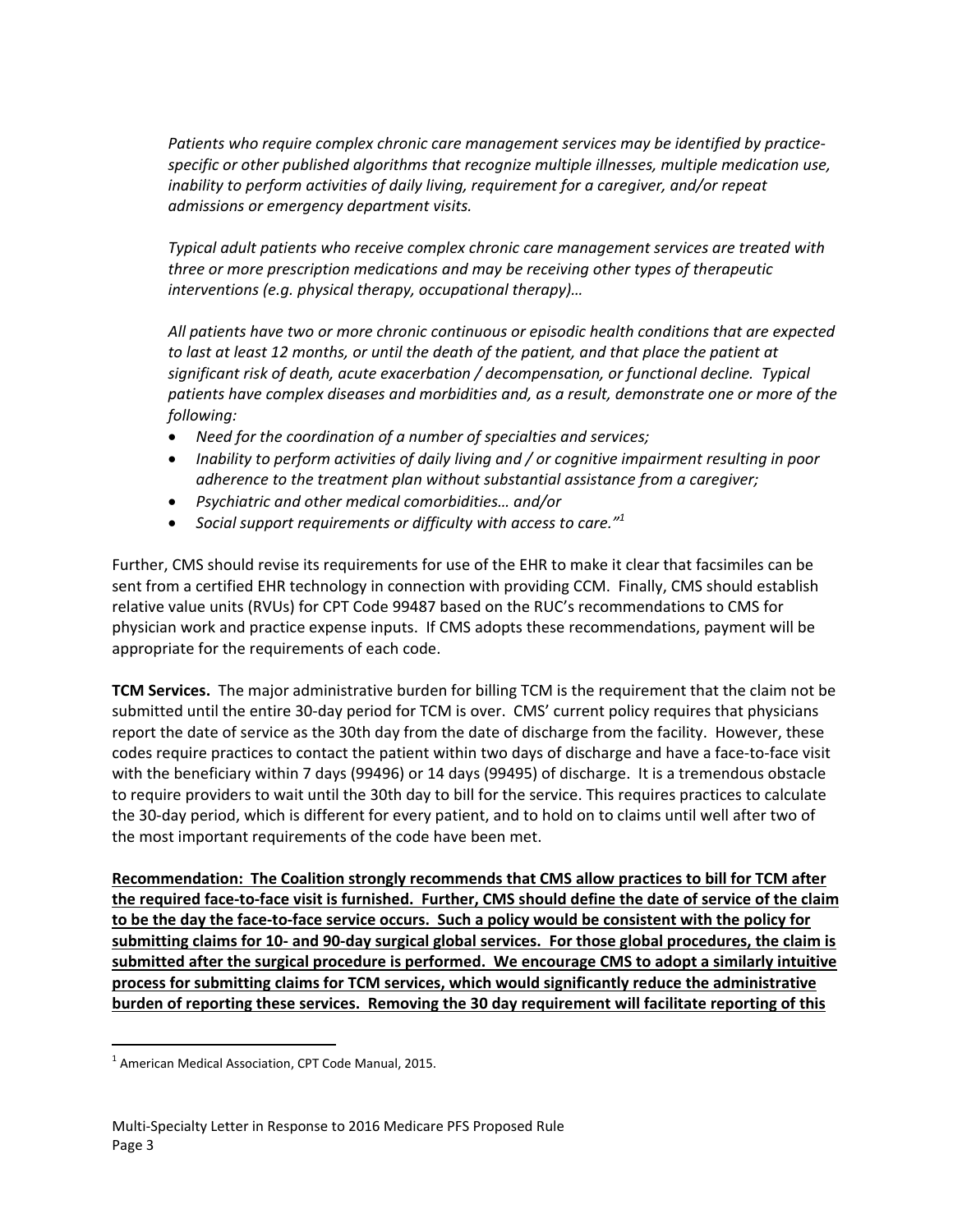*Patients who require complex chronic care management services may be identified by practice-specific or other published algorithms that recognize multiple illnesses, multiple medication use, inability to perform activities of daily living, requirement for a caregiver, and/or repeat admissions or emergency department visits.*

*Typical adult patients who receive complex chronic care management services are treated with three or more prescription medications and may be receiving other types of therapeutic interventions (e.g. physical therapy, occupational therapy)…*

*All patients have two or more chronic continuous or episodic health conditions that are expected to last at least 12 months, or until the death of the patient, and that place the patient at significant risk of death, acute exacerbation / decompensation, or functional decline. Typical patients have complex diseases and morbidities and, as a result, demonstrate one or more of the following:*

- *Need for the coordination of a number of specialties and services;*
- *Inability to perform activities of daily living and / or cognitive impairment resulting in poor adherence to the treatment plan without substantial assistance from a caregiver;*
- *Psychiatric and other medical comorbidities… and/or*
- *Social support requirements or difficulty with access to care."*[1]

Further, CMS should revise its requirements for use of the EHR to make it clear that facsimiles can be sent from a certified EHR technology in connection with providing CCM. Finally, CMS should establish relative value units (RVUs) for CPT Code 99487 based on the RUC's recommendations to CMS for physician work and practice expense inputs. If CMS adopts these recommendations, payment will be appropriate for the requirements of each code.

**TCM Services.** The major administrative burden for billing TCM is the requirement that the claim not be submitted until the entire 30-day period for TCM is over. CMS' current policy requires that physicians report the date of service as the 30th day from the date of discharge from the facility. However, these codes require practices to contact the patient within two days of discharge and have a face-to-face visit with the beneficiary within 7 days (99496) or 14 days (99495) of discharge. It is a tremendous obstacle to require providers to wait until the 30th day to bill for the service. This requires practices to calculate the 30-day period, which is different for every patient, and to hold on to claims until well after two of the most important requirements of the code have been met.

<u>**Recommendation: The Coalition strongly recommends that CMS allow practices to bill for TCM after the required face-to-face visit is furnished. Further, CMS should define the date of service of the claim to be the day the face-to-face service occurs. Such a policy would be consistent with the policy for submitting claims for 10- and 90-day surgical global services. For those global procedures, the claim is submitted after the surgical procedure is performed. We encourage CMS to adopt a similarly intuitive process for submitting claims for TCM services, which would significantly reduce the administrative burden of reporting these services. Removing the 30 day requirement will facilitate reporting of this**</u>

[1] American Medical Association, CPT Code Manual, 2015.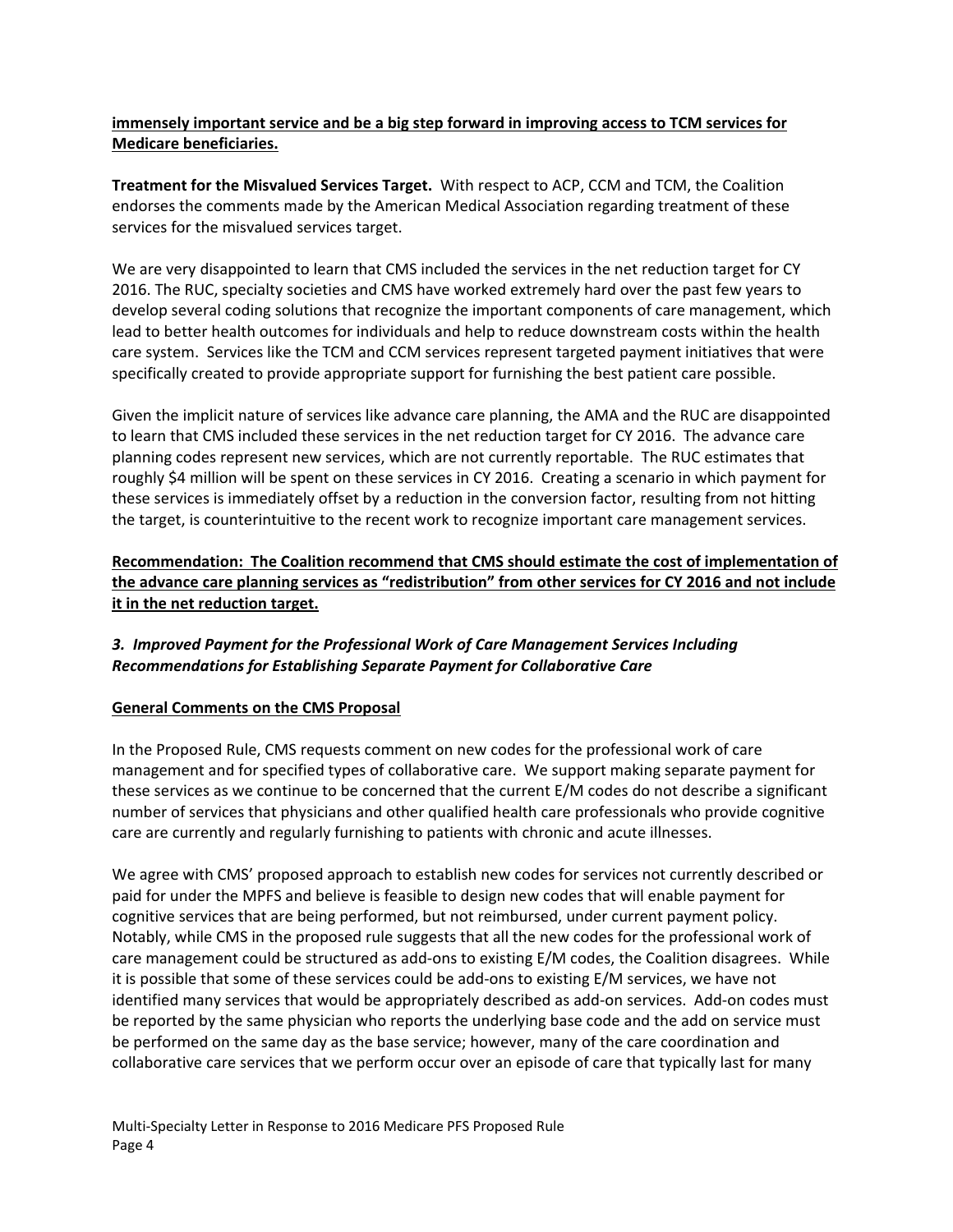**immensely important service and be a big step forward in improving access to TCM services for Medicare beneficiaries.**

**Treatment for the Misvalued Services Target.** With respect to ACP, CCM and TCM, the Coalition endorses the comments made by the American Medical Association regarding treatment of these services for the misvalued services target.

We are very disappointed to learn that CMS included the services in the net reduction target for CY 2016. The RUC, specialty societies and CMS have worked extremely hard over the past few years to develop several coding solutions that recognize the important components of care management, which lead to better health outcomes for individuals and help to reduce downstream costs within the health care system. Services like the TCM and CCM services represent targeted payment initiatives that were specifically created to provide appropriate support for furnishing the best patient care possible.

Given the implicit nature of services like advance care planning, the AMA and the RUC are disappointed to learn that CMS included these services in the net reduction target for CY 2016. The advance care planning codes represent new services, which are not currently reportable. The RUC estimates that roughly $4 million will be spent on these services in CY 2016. Creating a scenario in which payment for these services is immediately offset by a reduction in the conversion factor, resulting from not hitting the target, is counterintuitive to the recent work to recognize important care management services.

**Recommendation: The Coalition recommend that CMS should estimate the cost of implementation of the advance care planning services as "redistribution" from other services for CY 2016 and not include it in the net reduction target.**

### *3. Improved Payment for the Professional Work of Care Management Services Including Recommendations for Establishing Separate Payment for Collaborative Care*

**General Comments on the CMS Proposal**

In the Proposed Rule, CMS requests comment on new codes for the professional work of care management and for specified types of collaborative care. We support making separate payment for these services as we continue to be concerned that the current E/M codes do not describe a significant number of services that physicians and other qualified health care professionals who provide cognitive care are currently and regularly furnishing to patients with chronic and acute illnesses.

We agree with CMS' proposed approach to establish new codes for services not currently described or paid for under the MPFS and believe is feasible to design new codes that will enable payment for cognitive services that are being performed, but not reimbursed, under current payment policy. Notably, while CMS in the proposed rule suggests that all the new codes for the professional work of care management could be structured as add-ons to existing E/M codes, the Coalition disagrees. While it is possible that some of these services could be add-ons to existing E/M services, we have not identified many services that would be appropriately described as add-on services. Add-on codes must be reported by the same physician who reports the underlying base code and the add on service must be performed on the same day as the base service; however, many of the care coordination and collaborative care services that we perform occur over an episode of care that typically last for many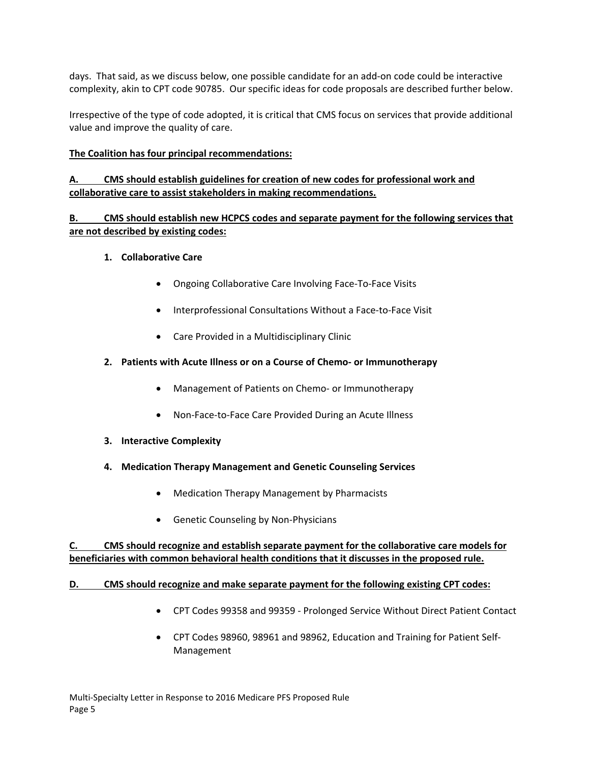days. That said, as we discuss below, one possible candidate for an add-on code could be interactive complexity, akin to CPT code 90785. Our specific ideas for code proposals are described further below.

Irrespective of the type of code adopted, it is critical that CMS focus on services that provide additional value and improve the quality of care.

**The Coalition has four principal recommendations:**

**A. CMS should establish guidelines for creation of new codes for professional work and collaborative care to assist stakeholders in making recommendations.**

**B. CMS should establish new HCPCS codes and separate payment for the following services that are not described by existing codes:**

1. **Collaborative Care**
   - Ongoing Collaborative Care Involving Face-To-Face Visits
   - Interprofessional Consultations Without a Face-to-Face Visit
   - Care Provided in a Multidisciplinary Clinic
2. **Patients with Acute Illness or on a Course of Chemo- or Immunotherapy**
   - Management of Patients on Chemo- or Immunotherapy
   - Non-Face-to-Face Care Provided During an Acute Illness
3. **Interactive Complexity**
4. **Medication Therapy Management and Genetic Counseling Services**
   - Medication Therapy Management by Pharmacists
   - Genetic Counseling by Non-Physicians

**C. CMS should recognize and establish separate payment for the collaborative care models for beneficiaries with common behavioral health conditions that it discusses in the proposed rule.**

**D. CMS should recognize and make separate payment for the following existing CPT codes:**

- CPT Codes 99358 and 99359 - Prolonged Service Without Direct Patient Contact
- CPT Codes 98960, 98961 and 98962, Education and Training for Patient Self-Management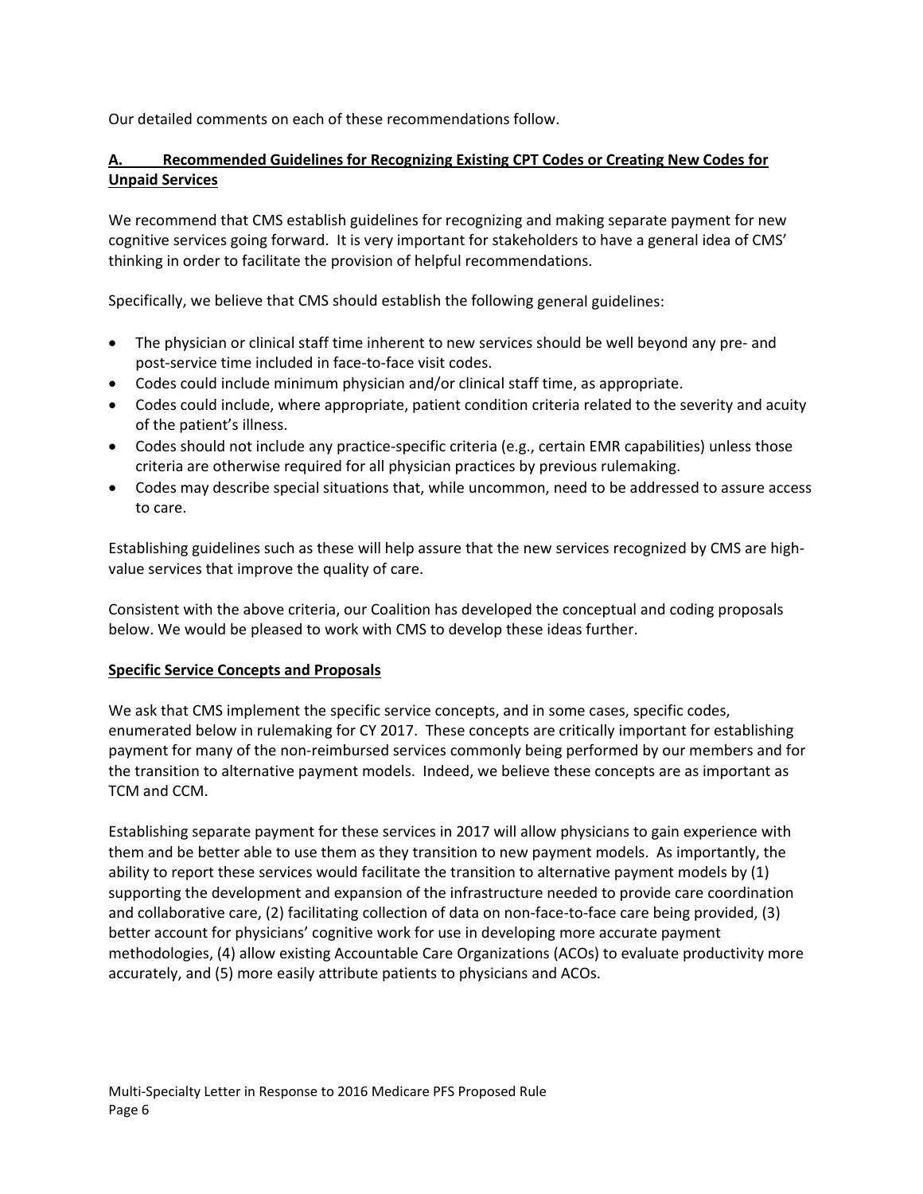Our detailed comments on each of these recommendations follow.

## A. Recommended Guidelines for Recognizing Existing CPT Codes or Creating New Codes for Unpaid Services

We recommend that CMS establish guidelines for recognizing and making separate payment for new cognitive services going forward. It is very important for stakeholders to have a general idea of CMS' thinking in order to facilitate the provision of helpful recommendations.

Specifically, we believe that CMS should establish the following general guidelines:

- The physician or clinical staff time inherent to new services should be well beyond any pre- and post-service time included in face-to-face visit codes.
- Codes could include minimum physician and/or clinical staff time, as appropriate.
- Codes could include, where appropriate, patient condition criteria related to the severity and acuity of the patient's illness.
- Codes should not include any practice-specific criteria (e.g., certain EMR capabilities) unless those criteria are otherwise required for all physician practices by previous rulemaking.
- Codes may describe special situations that, while uncommon, need to be addressed to assure access to care.

Establishing guidelines such as these will help assure that the new services recognized by CMS are high-value services that improve the quality of care.

Consistent with the above criteria, our Coalition has developed the conceptual and coding proposals below. We would be pleased to work with CMS to develop these ideas further.

### Specific Service Concepts and Proposals

We ask that CMS implement the specific service concepts, and in some cases, specific codes, enumerated below in rulemaking for CY 2017. These concepts are critically important for establishing payment for many of the non-reimbursed services commonly being performed by our members and for the transition to alternative payment models. Indeed, we believe these concepts are as important as TCM and CCM.

Establishing separate payment for these services in 2017 will allow physicians to gain experience with them and be better able to use them as they transition to new payment models. As importantly, the ability to report these services would facilitate the transition to alternative payment models by (1) supporting the development and expansion of the infrastructure needed to provide care coordination and collaborative care, (2) facilitating collection of data on non-face-to-face care being provided, (3) better account for physicians' cognitive work for use in developing more accurate payment methodologies, (4) allow existing Accountable Care Organizations (ACOs) to evaluate productivity more accurately, and (5) more easily attribute patients to physicians and ACOs.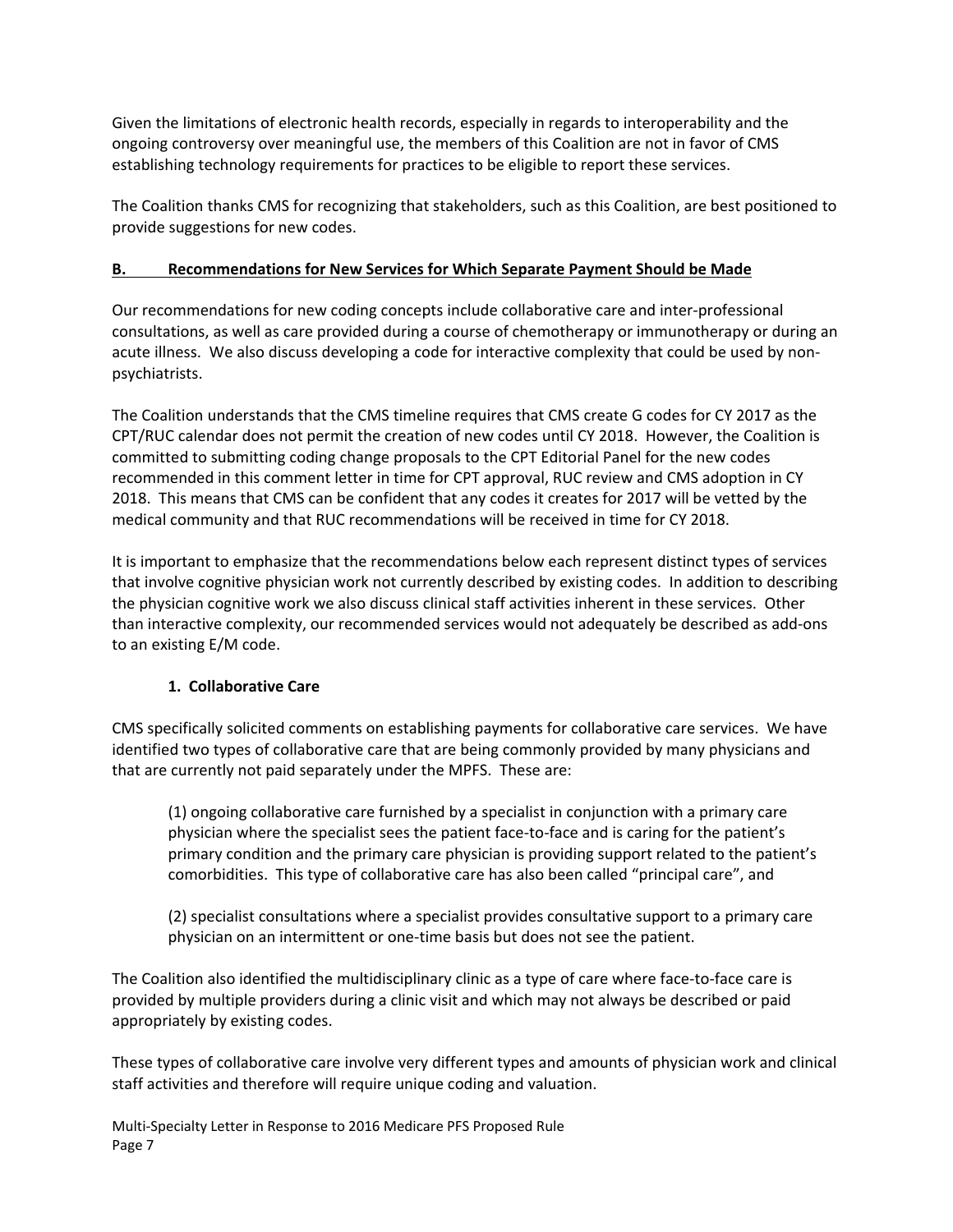Given the limitations of electronic health records, especially in regards to interoperability and the ongoing controversy over meaningful use, the members of this Coalition are not in favor of CMS establishing technology requirements for practices to be eligible to report these services.

The Coalition thanks CMS for recognizing that stakeholders, such as this Coalition, are best positioned to provide suggestions for new codes.

## B. Recommendations for New Services for Which Separate Payment Should be Made

Our recommendations for new coding concepts include collaborative care and inter-professional consultations, as well as care provided during a course of chemotherapy or immunotherapy or during an acute illness. We also discuss developing a code for interactive complexity that could be used by non-psychiatrists.

The Coalition understands that the CMS timeline requires that CMS create G codes for CY 2017 as the CPT/RUC calendar does not permit the creation of new codes until CY 2018. However, the Coalition is committed to submitting coding change proposals to the CPT Editorial Panel for the new codes recommended in this comment letter in time for CPT approval, RUC review and CMS adoption in CY 2018. This means that CMS can be confident that any codes it creates for 2017 will be vetted by the medical community and that RUC recommendations will be received in time for CY 2018.

It is important to emphasize that the recommendations below each represent distinct types of services that involve cognitive physician work not currently described by existing codes. In addition to describing the physician cognitive work we also discuss clinical staff activities inherent in these services. Other than interactive complexity, our recommended services would not adequately be described as add-ons to an existing E/M code.

### 1. Collaborative Care

CMS specifically solicited comments on establishing payments for collaborative care services. We have identified two types of collaborative care that are being commonly provided by many physicians and that are currently not paid separately under the MPFS. These are:

> (1) ongoing collaborative care furnished by a specialist in conjunction with a primary care physician where the specialist sees the patient face-to-face and is caring for the patient's primary condition and the primary care physician is providing support related to the patient's comorbidities. This type of collaborative care has also been called "principal care", and
>
> (2) specialist consultations where a specialist provides consultative support to a primary care physician on an intermittent or one-time basis but does not see the patient.

The Coalition also identified the multidisciplinary clinic as a type of care where face-to-face care is provided by multiple providers during a clinic visit and which may not always be described or paid appropriately by existing codes.

These types of collaborative care involve very different types and amounts of physician work and clinical staff activities and therefore will require unique coding and valuation.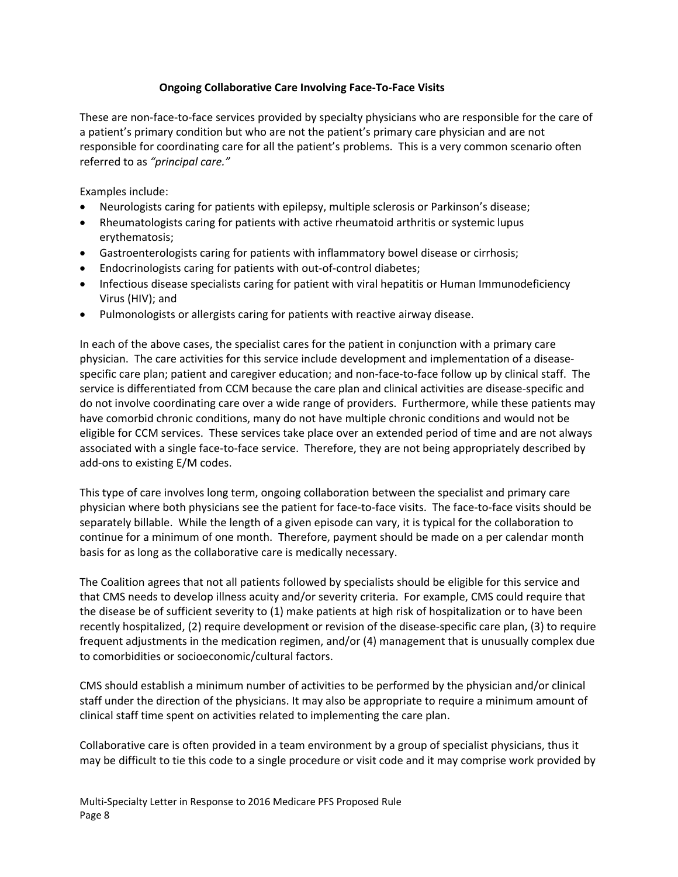### Ongoing Collaborative Care Involving Face-To-Face Visits

These are non-face-to-face services provided by specialty physicians who are responsible for the care of a patient's primary condition but who are not the patient's primary care physician and are not responsible for coordinating care for all the patient's problems. This is a very common scenario often referred to as *"principal care."*

Examples include:

- Neurologists caring for patients with epilepsy, multiple sclerosis or Parkinson's disease;
- Rheumatologists caring for patients with active rheumatoid arthritis or systemic lupus erythematosis;
- Gastroenterologists caring for patients with inflammatory bowel disease or cirrhosis;
- Endocrinologists caring for patients with out-of-control diabetes;
- Infectious disease specialists caring for patient with viral hepatitis or Human Immunodeficiency Virus (HIV); and
- Pulmonologists or allergists caring for patients with reactive airway disease.

In each of the above cases, the specialist cares for the patient in conjunction with a primary care physician. The care activities for this service include development and implementation of a disease-specific care plan; patient and caregiver education; and non-face-to-face follow up by clinical staff. The service is differentiated from CCM because the care plan and clinical activities are disease-specific and do not involve coordinating care over a wide range of providers. Furthermore, while these patients may have comorbid chronic conditions, many do not have multiple chronic conditions and would not be eligible for CCM services. These services take place over an extended period of time and are not always associated with a single face-to-face service. Therefore, they are not being appropriately described by add-ons to existing E/M codes.

This type of care involves long term, ongoing collaboration between the specialist and primary care physician where both physicians see the patient for face-to-face visits. The face-to-face visits should be separately billable. While the length of a given episode can vary, it is typical for the collaboration to continue for a minimum of one month. Therefore, payment should be made on a per calendar month basis for as long as the collaborative care is medically necessary.

The Coalition agrees that not all patients followed by specialists should be eligible for this service and that CMS needs to develop illness acuity and/or severity criteria. For example, CMS could require that the disease be of sufficient severity to (1) make patients at high risk of hospitalization or to have been recently hospitalized, (2) require development or revision of the disease-specific care plan, (3) to require frequent adjustments in the medication regimen, and/or (4) management that is unusually complex due to comorbidities or socioeconomic/cultural factors.

CMS should establish a minimum number of activities to be performed by the physician and/or clinical staff under the direction of the physicians. It may also be appropriate to require a minimum amount of clinical staff time spent on activities related to implementing the care plan.

Collaborative care is often provided in a team environment by a group of specialist physicians, thus it may be difficult to tie this code to a single procedure or visit code and it may comprise work provided by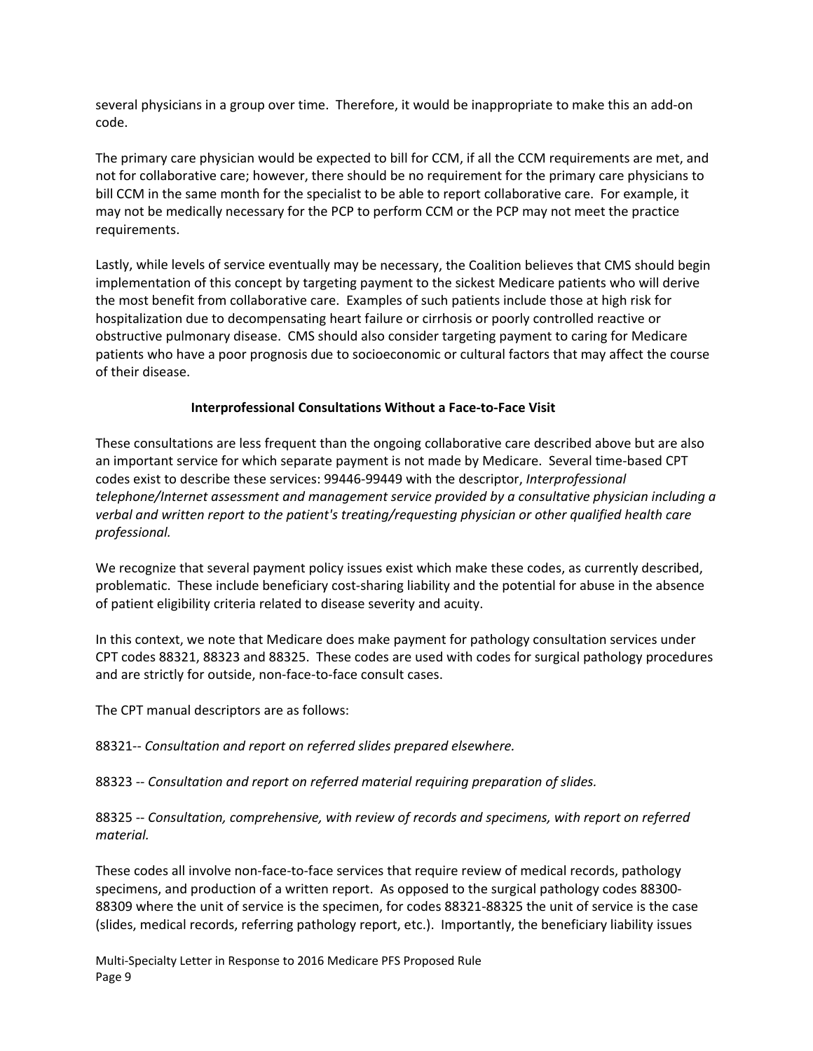several physicians in a group over time. Therefore, it would be inappropriate to make this an add-on code.

The primary care physician would be expected to bill for CCM, if all the CCM requirements are met, and not for collaborative care; however, there should be no requirement for the primary care physicians to bill CCM in the same month for the specialist to be able to report collaborative care. For example, it may not be medically necessary for the PCP to perform CCM or the PCP may not meet the practice requirements.

Lastly, while levels of service eventually may be necessary, the Coalition believes that CMS should begin implementation of this concept by targeting payment to the sickest Medicare patients who will derive the most benefit from collaborative care. Examples of such patients include those at high risk for hospitalization due to decompensating heart failure or cirrhosis or poorly controlled reactive or obstructive pulmonary disease. CMS should also consider targeting payment to caring for Medicare patients who have a poor prognosis due to socioeconomic or cultural factors that may affect the course of their disease.

**Interprofessional Consultations Without a Face-to-Face Visit**

These consultations are less frequent than the ongoing collaborative care described above but are also an important service for which separate payment is not made by Medicare. Several time-based CPT codes exist to describe these services: 99446-99449 with the descriptor, *Interprofessional telephone/Internet assessment and management service provided by a consultative physician including a verbal and written report to the patient's treating/requesting physician or other qualified health care professional.*

We recognize that several payment policy issues exist which make these codes, as currently described, problematic. These include beneficiary cost-sharing liability and the potential for abuse in the absence of patient eligibility criteria related to disease severity and acuity.

In this context, we note that Medicare does make payment for pathology consultation services under CPT codes 88321, 88323 and 88325. These codes are used with codes for surgical pathology procedures and are strictly for outside, non-face-to-face consult cases.

The CPT manual descriptors are as follows:

88321-- *Consultation and report on referred slides prepared elsewhere.*

88323 -- *Consultation and report on referred material requiring preparation of slides.*

88325 -- *Consultation, comprehensive, with review of records and specimens, with report on referred material.*

These codes all involve non-face-to-face services that require review of medical records, pathology specimens, and production of a written report. As opposed to the surgical pathology codes 88300-88309 where the unit of service is the specimen, for codes 88321-88325 the unit of service is the case (slides, medical records, referring pathology report, etc.). Importantly, the beneficiary liability issues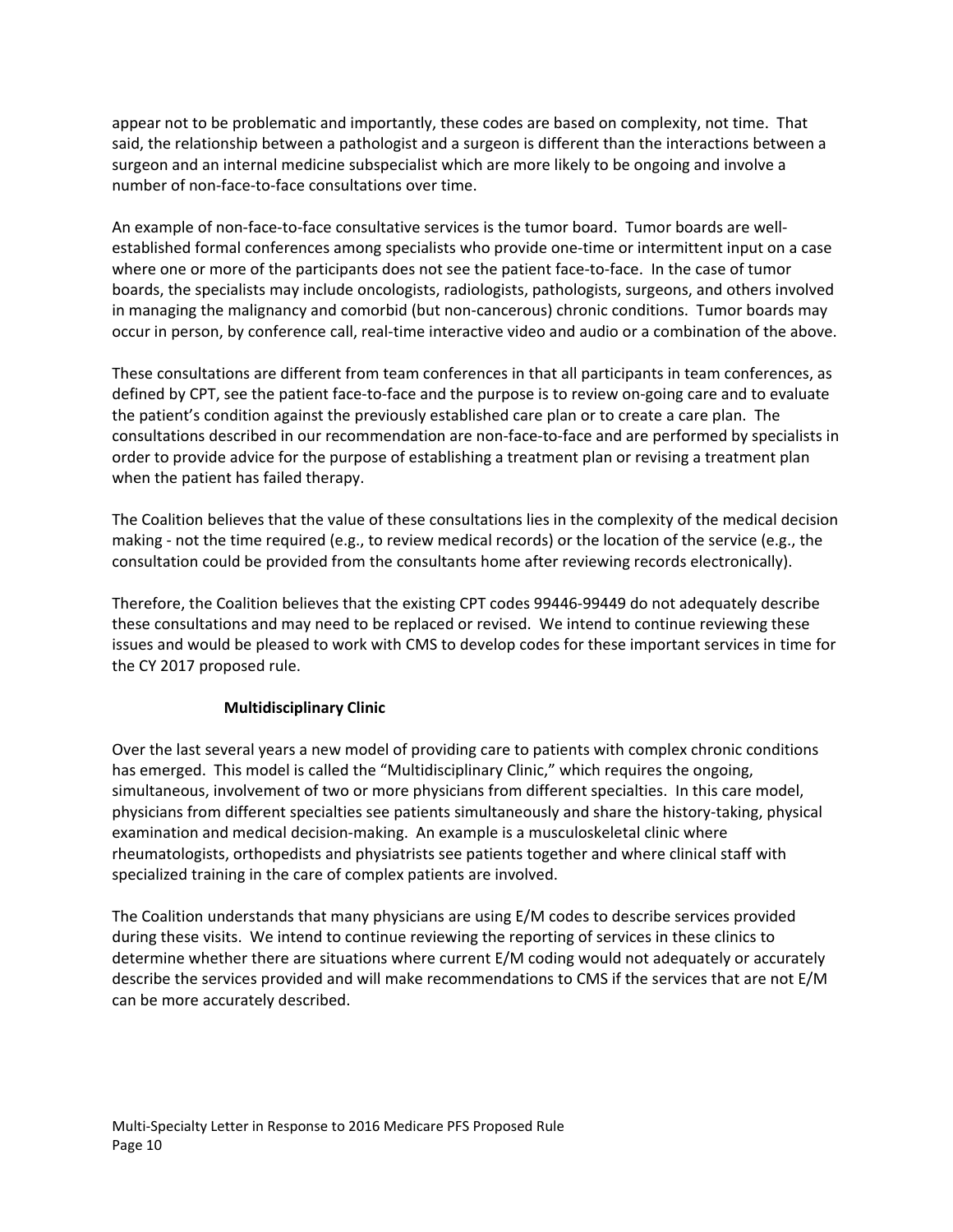appear not to be problematic and importantly, these codes are based on complexity, not time. That said, the relationship between a pathologist and a surgeon is different than the interactions between a surgeon and an internal medicine subspecialist which are more likely to be ongoing and involve a number of non-face-to-face consultations over time.

An example of non-face-to-face consultative services is the tumor board. Tumor boards are well-established formal conferences among specialists who provide one-time or intermittent input on a case where one or more of the participants does not see the patient face-to-face. In the case of tumor boards, the specialists may include oncologists, radiologists, pathologists, surgeons, and others involved in managing the malignancy and comorbid (but non-cancerous) chronic conditions. Tumor boards may occur in person, by conference call, real-time interactive video and audio or a combination of the above.

These consultations are different from team conferences in that all participants in team conferences, as defined by CPT, see the patient face-to-face and the purpose is to review on-going care and to evaluate the patient's condition against the previously established care plan or to create a care plan. The consultations described in our recommendation are non-face-to-face and are performed by specialists in order to provide advice for the purpose of establishing a treatment plan or revising a treatment plan when the patient has failed therapy.

The Coalition believes that the value of these consultations lies in the complexity of the medical decision making - not the time required (e.g., to review medical records) or the location of the service (e.g., the consultation could be provided from the consultants home after reviewing records electronically).

Therefore, the Coalition believes that the existing CPT codes 99446-99449 do not adequately describe these consultations and may need to be replaced or revised. We intend to continue reviewing these issues and would be pleased to work with CMS to develop codes for these important services in time for the CY 2017 proposed rule.

**Multidisciplinary Clinic**

Over the last several years a new model of providing care to patients with complex chronic conditions has emerged. This model is called the "Multidisciplinary Clinic," which requires the ongoing, simultaneous, involvement of two or more physicians from different specialties. In this care model, physicians from different specialties see patients simultaneously and share the history-taking, physical examination and medical decision-making. An example is a musculoskeletal clinic where rheumatologists, orthopedists and physiatrists see patients together and where clinical staff with specialized training in the care of complex patients are involved.

The Coalition understands that many physicians are using E/M codes to describe services provided during these visits. We intend to continue reviewing the reporting of services in these clinics to determine whether there are situations where current E/M coding would not adequately or accurately describe the services provided and will make recommendations to CMS if the services that are not E/M can be more accurately described.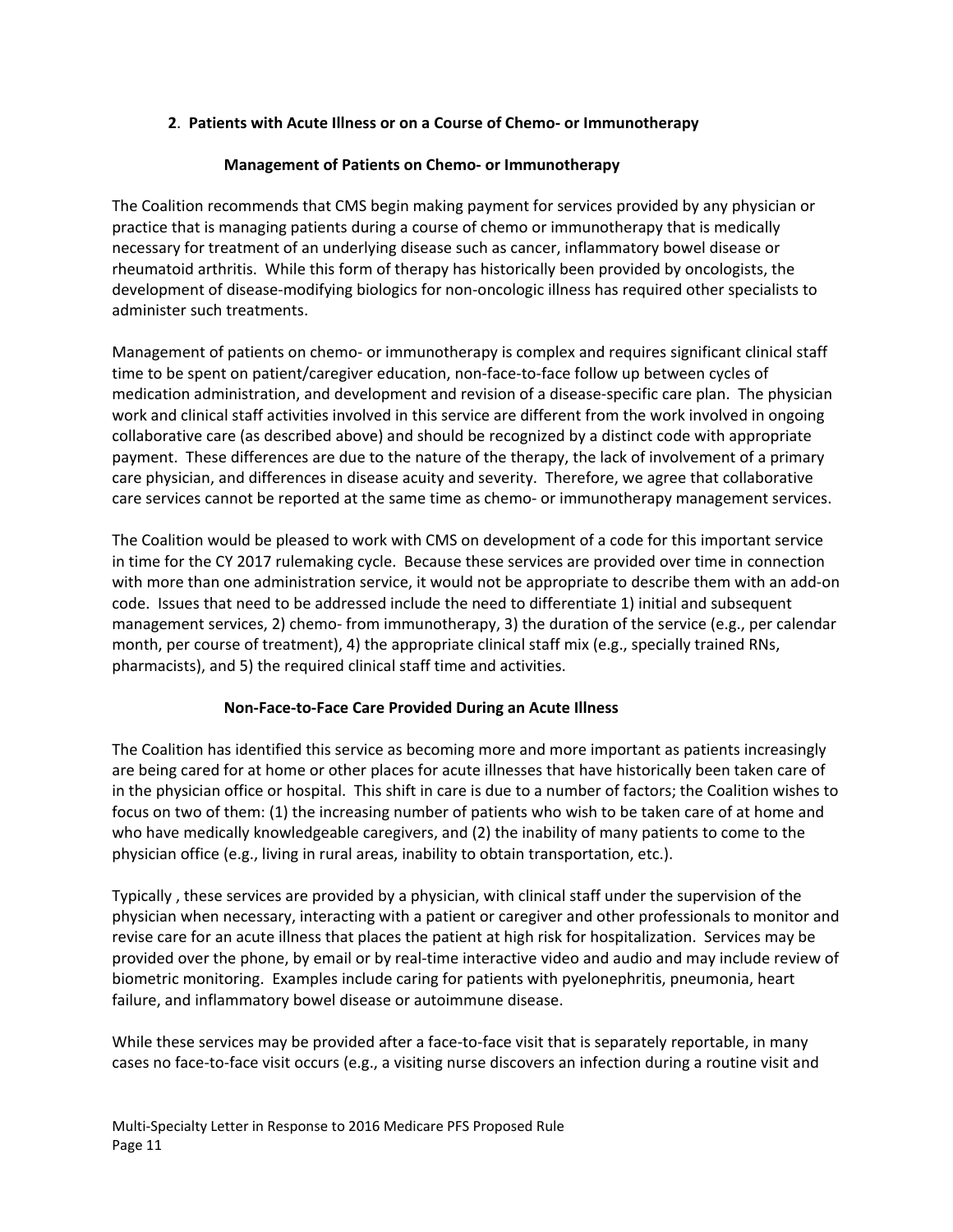**2**. **Patients with Acute Illness or on a Course of Chemo- or Immunotherapy**

**Management of Patients on Chemo- or Immunotherapy**

The Coalition recommends that CMS begin making payment for services provided by any physician or practice that is managing patients during a course of chemo or immunotherapy that is medically necessary for treatment of an underlying disease such as cancer, inflammatory bowel disease or rheumatoid arthritis. While this form of therapy has historically been provided by oncologists, the development of disease-modifying biologics for non-oncologic illness has required other specialists to administer such treatments.

Management of patients on chemo- or immunotherapy is complex and requires significant clinical staff time to be spent on patient/caregiver education, non-face-to-face follow up between cycles of medication administration, and development and revision of a disease-specific care plan. The physician work and clinical staff activities involved in this service are different from the work involved in ongoing collaborative care (as described above) and should be recognized by a distinct code with appropriate payment. These differences are due to the nature of the therapy, the lack of involvement of a primary care physician, and differences in disease acuity and severity. Therefore, we agree that collaborative care services cannot be reported at the same time as chemo- or immunotherapy management services.

The Coalition would be pleased to work with CMS on development of a code for this important service in time for the CY 2017 rulemaking cycle. Because these services are provided over time in connection with more than one administration service, it would not be appropriate to describe them with an add-on code. Issues that need to be addressed include the need to differentiate 1) initial and subsequent management services, 2) chemo- from immunotherapy, 3) the duration of the service (e.g., per calendar month, per course of treatment), 4) the appropriate clinical staff mix (e.g., specially trained RNs, pharmacists), and 5) the required clinical staff time and activities.

**Non-Face-to-Face Care Provided During an Acute Illness**

The Coalition has identified this service as becoming more and more important as patients increasingly are being cared for at home or other places for acute illnesses that have historically been taken care of in the physician office or hospital. This shift in care is due to a number of factors; the Coalition wishes to focus on two of them: (1) the increasing number of patients who wish to be taken care of at home and who have medically knowledgeable caregivers, and (2) the inability of many patients to come to the physician office (e.g., living in rural areas, inability to obtain transportation, etc.).

Typically , these services are provided by a physician, with clinical staff under the supervision of the physician when necessary, interacting with a patient or caregiver and other professionals to monitor and revise care for an acute illness that places the patient at high risk for hospitalization. Services may be provided over the phone, by email or by real-time interactive video and audio and may include review of biometric monitoring. Examples include caring for patients with pyelonephritis, pneumonia, heart failure, and inflammatory bowel disease or autoimmune disease.

While these services may be provided after a face-to-face visit that is separately reportable, in many cases no face-to-face visit occurs (e.g., a visiting nurse discovers an infection during a routine visit and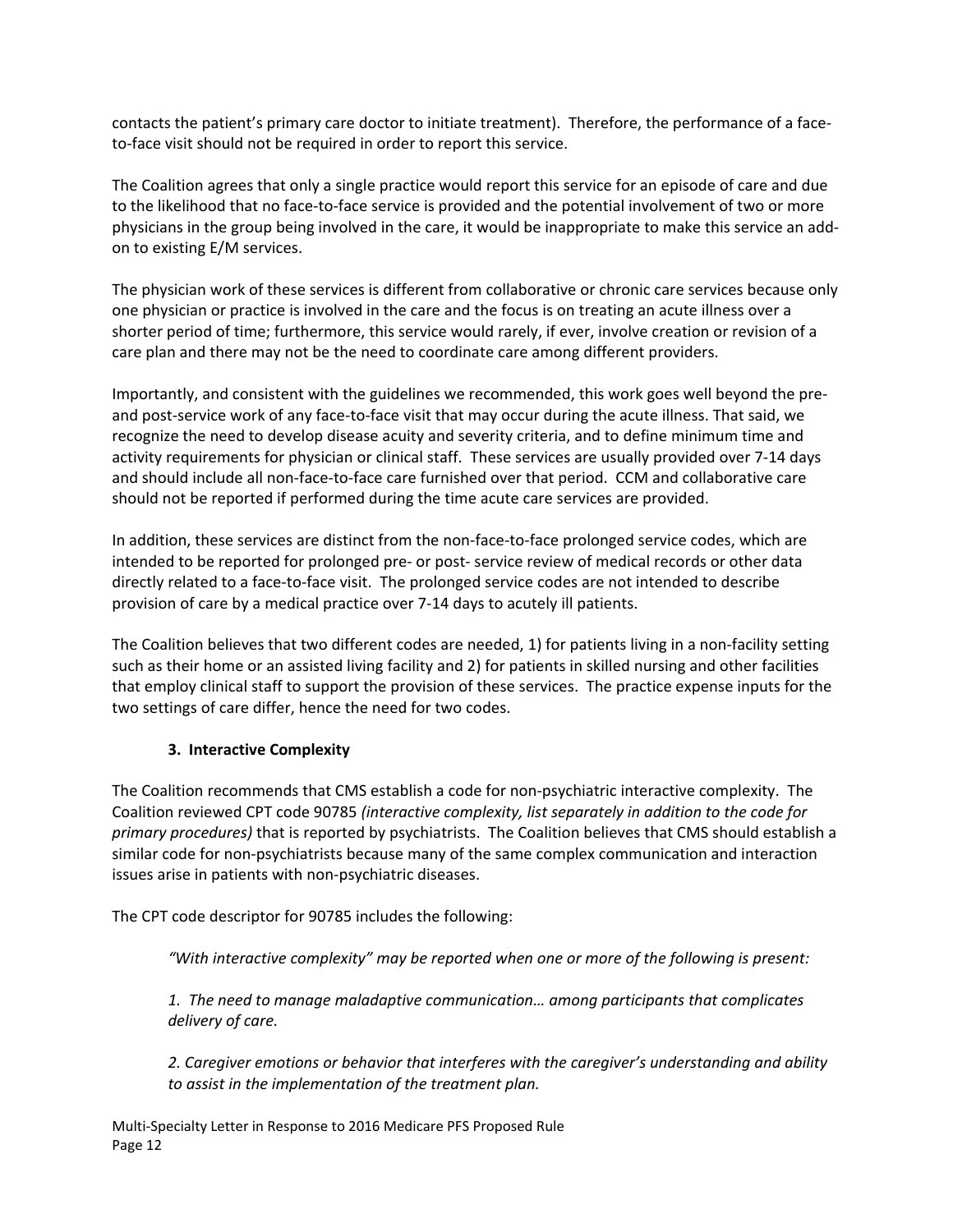contacts the patient's primary care doctor to initiate treatment). Therefore, the performance of a face-to-face visit should not be required in order to report this service.

The Coalition agrees that only a single practice would report this service for an episode of care and due to the likelihood that no face-to-face service is provided and the potential involvement of two or more physicians in the group being involved in the care, it would be inappropriate to make this service an add-on to existing E/M services.

The physician work of these services is different from collaborative or chronic care services because only one physician or practice is involved in the care and the focus is on treating an acute illness over a shorter period of time; furthermore, this service would rarely, if ever, involve creation or revision of a care plan and there may not be the need to coordinate care among different providers.

Importantly, and consistent with the guidelines we recommended, this work goes well beyond the pre- and post-service work of any face-to-face visit that may occur during the acute illness. That said, we recognize the need to develop disease acuity and severity criteria, and to define minimum time and activity requirements for physician or clinical staff. These services are usually provided over 7-14 days and should include all non-face-to-face care furnished over that period. CCM and collaborative care should not be reported if performed during the time acute care services are provided.

In addition, these services are distinct from the non-face-to-face prolonged service codes, which are intended to be reported for prolonged pre- or post- service review of medical records or other data directly related to a face-to-face visit. The prolonged service codes are not intended to describe provision of care by a medical practice over 7-14 days to acutely ill patients.

The Coalition believes that two different codes are needed, 1) for patients living in a non-facility setting such as their home or an assisted living facility and 2) for patients in skilled nursing and other facilities that employ clinical staff to support the provision of these services. The practice expense inputs for the two settings of care differ, hence the need for two codes.

### 3. Interactive Complexity

The Coalition recommends that CMS establish a code for non-psychiatric interactive complexity. The Coalition reviewed CPT code 90785 *(interactive complexity, list separately in addition to the code for primary procedures)* that is reported by psychiatrists. The Coalition believes that CMS should establish a similar code for non-psychiatrists because many of the same complex communication and interaction issues arise in patients with non-psychiatric diseases.

The CPT code descriptor for 90785 includes the following:

> *"With interactive complexity" may be reported when one or more of the following is present:*
>
> *1. The need to manage maladaptive communication… among participants that complicates delivery of care.*
>
> *2. Caregiver emotions or behavior that interferes with the caregiver's understanding and ability to assist in the implementation of the treatment plan.*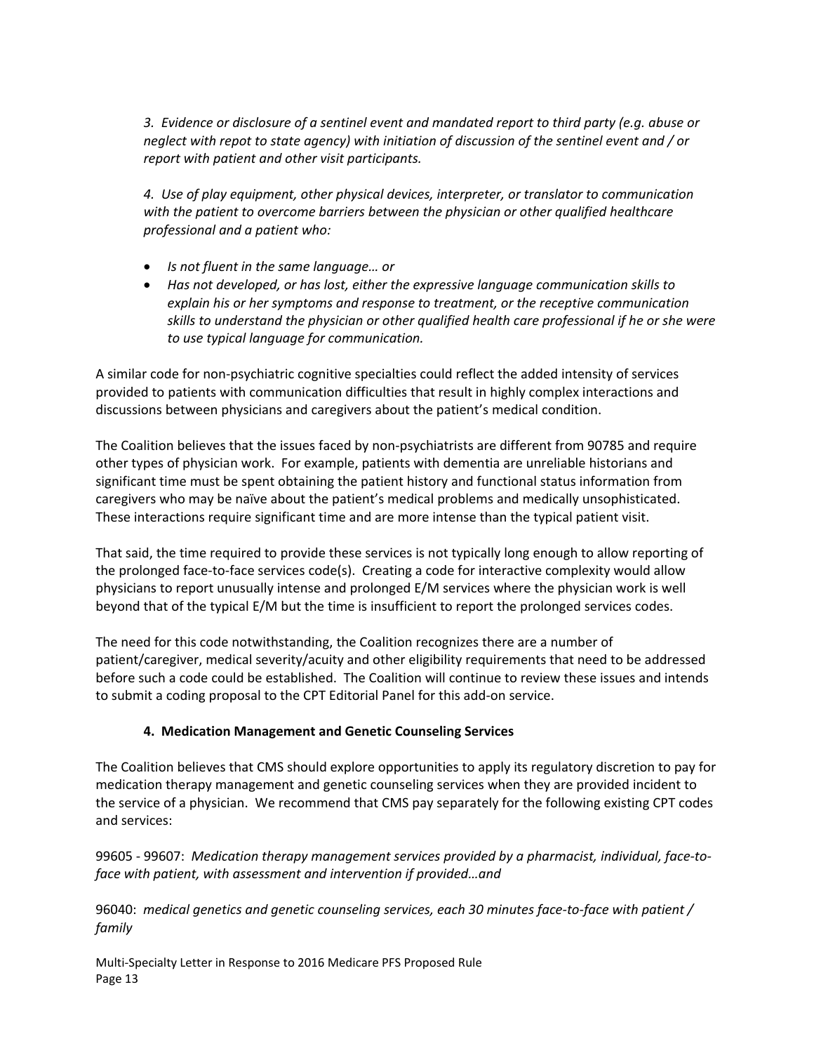*3. Evidence or disclosure of a sentinel event and mandated report to third party (e.g. abuse or neglect with repot to state agency) with initiation of discussion of the sentinel event and / or report with patient and other visit participants.*

*4. Use of play equipment, other physical devices, interpreter, or translator to communication with the patient to overcome barriers between the physician or other qualified healthcare professional and a patient who:*

- *Is not fluent in the same language… or*
- *Has not developed, or has lost, either the expressive language communication skills to explain his or her symptoms and response to treatment, or the receptive communication skills to understand the physician or other qualified health care professional if he or she were to use typical language for communication.*

A similar code for non-psychiatric cognitive specialties could reflect the added intensity of services provided to patients with communication difficulties that result in highly complex interactions and discussions between physicians and caregivers about the patient's medical condition.

The Coalition believes that the issues faced by non-psychiatrists are different from 90785 and require other types of physician work. For example, patients with dementia are unreliable historians and significant time must be spent obtaining the patient history and functional status information from caregivers who may be naïve about the patient's medical problems and medically unsophisticated. These interactions require significant time and are more intense than the typical patient visit.

That said, the time required to provide these services is not typically long enough to allow reporting of the prolonged face-to-face services code(s). Creating a code for interactive complexity would allow physicians to report unusually intense and prolonged E/M services where the physician work is well beyond that of the typical E/M but the time is insufficient to report the prolonged services codes.

The need for this code notwithstanding, the Coalition recognizes there are a number of patient/caregiver, medical severity/acuity and other eligibility requirements that need to be addressed before such a code could be established. The Coalition will continue to review these issues and intends to submit a coding proposal to the CPT Editorial Panel for this add-on service.

### 4. Medication Management and Genetic Counseling Services

The Coalition believes that CMS should explore opportunities to apply its regulatory discretion to pay for medication therapy management and genetic counseling services when they are provided incident to the service of a physician. We recommend that CMS pay separately for the following existing CPT codes and services:

99605 - 99607: *Medication therapy management services provided by a pharmacist, individual, face-to-face with patient, with assessment and intervention if provided…and*

96040: *medical genetics and genetic counseling services, each 30 minutes face-to-face with patient / family*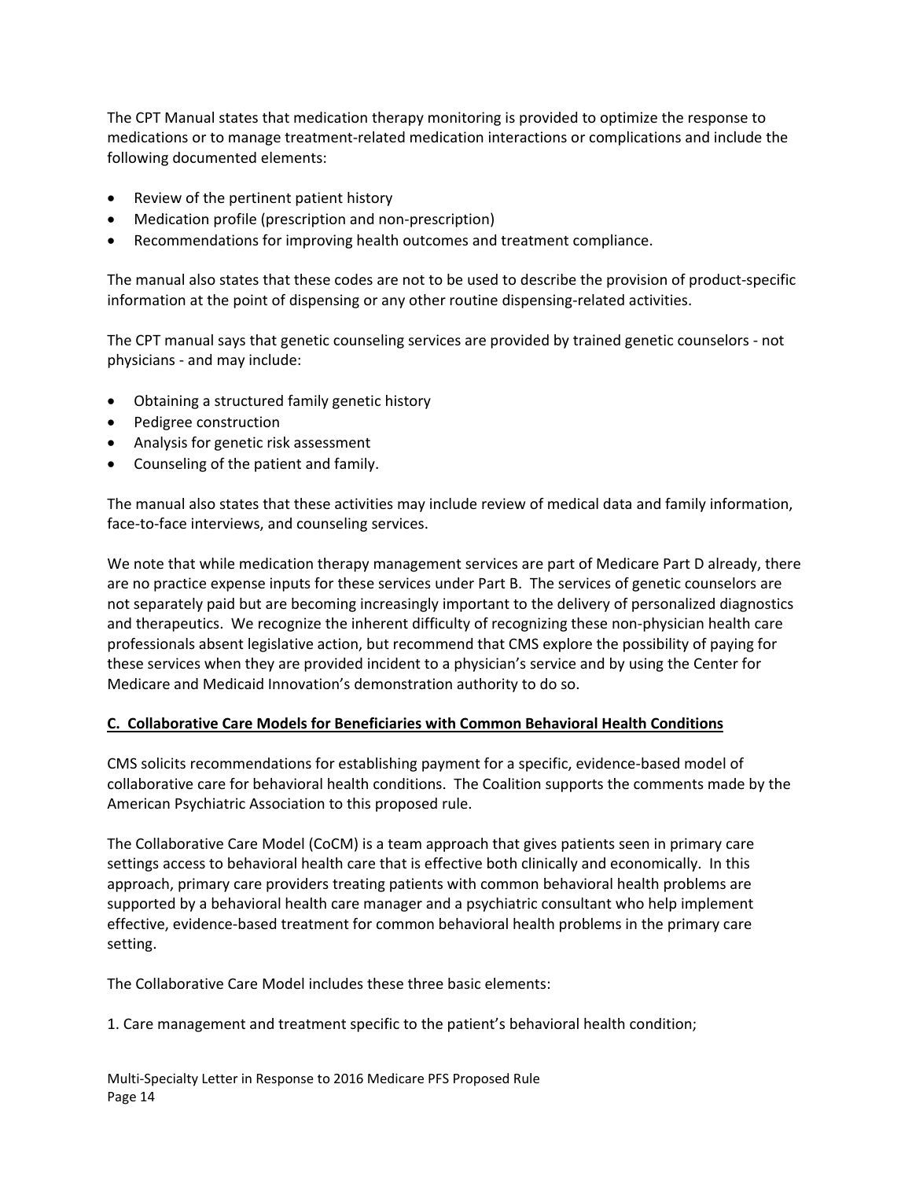The CPT Manual states that medication therapy monitoring is provided to optimize the response to medications or to manage treatment-related medication interactions or complications and include the following documented elements:

- Review of the pertinent patient history
- Medication profile (prescription and non-prescription)
- Recommendations for improving health outcomes and treatment compliance.

The manual also states that these codes are not to be used to describe the provision of product-specific information at the point of dispensing or any other routine dispensing-related activities.

The CPT manual says that genetic counseling services are provided by trained genetic counselors - not physicians - and may include:

- Obtaining a structured family genetic history
- Pedigree construction
- Analysis for genetic risk assessment
- Counseling of the patient and family.

The manual also states that these activities may include review of medical data and family information, face-to-face interviews, and counseling services.

We note that while medication therapy management services are part of Medicare Part D already, there are no practice expense inputs for these services under Part B. The services of genetic counselors are not separately paid but are becoming increasingly important to the delivery of personalized diagnostics and therapeutics. We recognize the inherent difficulty of recognizing these non-physician health care professionals absent legislative action, but recommend that CMS explore the possibility of paying for these services when they are provided incident to a physician's service and by using the Center for Medicare and Medicaid Innovation's demonstration authority to do so.

**C. Collaborative Care Models for Beneficiaries with Common Behavioral Health Conditions**

CMS solicits recommendations for establishing payment for a specific, evidence-based model of collaborative care for behavioral health conditions. The Coalition supports the comments made by the American Psychiatric Association to this proposed rule.

The Collaborative Care Model (CoCM) is a team approach that gives patients seen in primary care settings access to behavioral health care that is effective both clinically and economically. In this approach, primary care providers treating patients with common behavioral health problems are supported by a behavioral health care manager and a psychiatric consultant who help implement effective, evidence-based treatment for common behavioral health problems in the primary care setting.

The Collaborative Care Model includes these three basic elements:

1. Care management and treatment specific to the patient's behavioral health condition;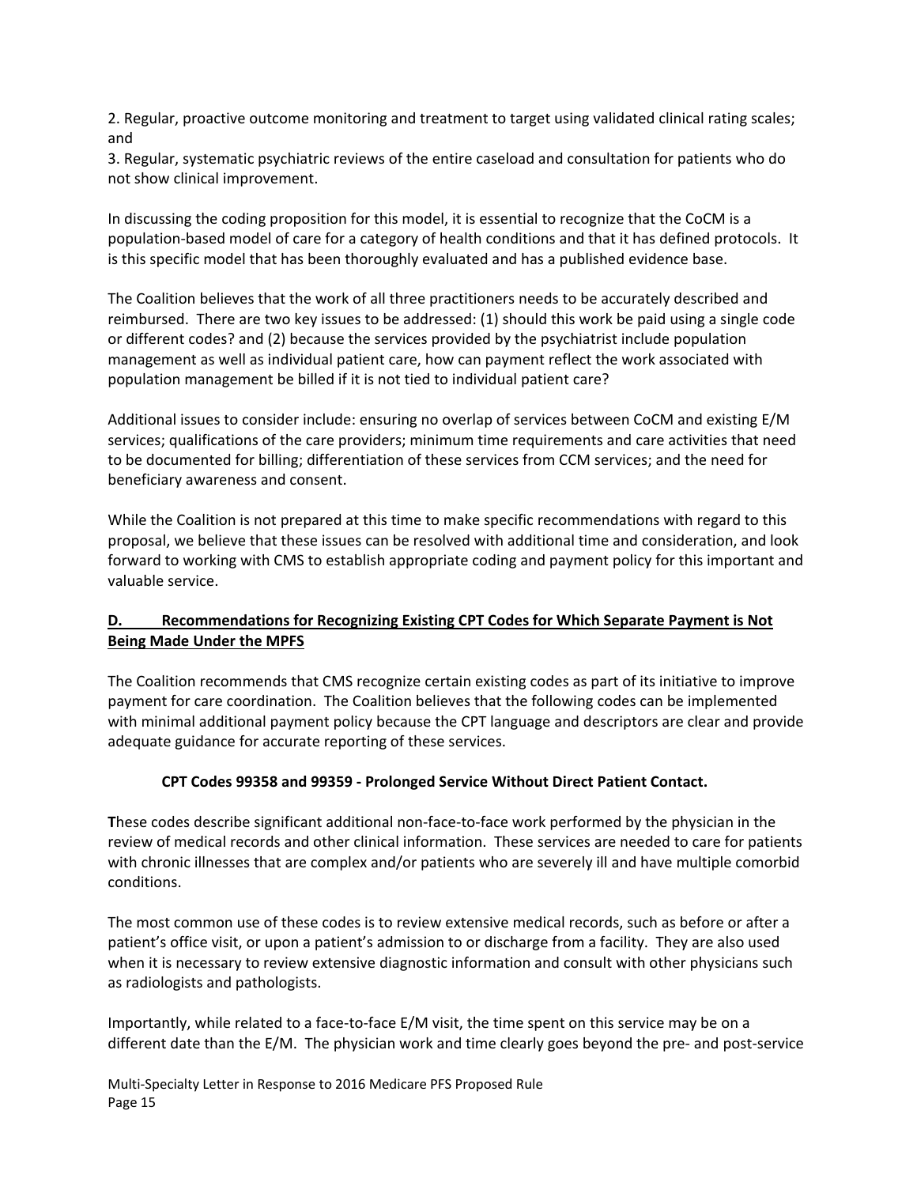2. Regular, proactive outcome monitoring and treatment to target using validated clinical rating scales; and

3. Regular, systematic psychiatric reviews of the entire caseload and consultation for patients who do not show clinical improvement.

In discussing the coding proposition for this model, it is essential to recognize that the CoCM is a population-based model of care for a category of health conditions and that it has defined protocols. It is this specific model that has been thoroughly evaluated and has a published evidence base.

The Coalition believes that the work of all three practitioners needs to be accurately described and reimbursed. There are two key issues to be addressed: (1) should this work be paid using a single code or different codes? and (2) because the services provided by the psychiatrist include population management as well as individual patient care, how can payment reflect the work associated with population management be billed if it is not tied to individual patient care?

Additional issues to consider include: ensuring no overlap of services between CoCM and existing E/M services; qualifications of the care providers; minimum time requirements and care activities that need to be documented for billing; differentiation of these services from CCM services; and the need for beneficiary awareness and consent.

While the Coalition is not prepared at this time to make specific recommendations with regard to this proposal, we believe that these issues can be resolved with additional time and consideration, and look forward to working with CMS to establish appropriate coding and payment policy for this important and valuable service.

## D. Recommendations for Recognizing Existing CPT Codes for Which Separate Payment is Not Being Made Under the MPFS

The Coalition recommends that CMS recognize certain existing codes as part of its initiative to improve payment for care coordination. The Coalition believes that the following codes can be implemented with minimal additional payment policy because the CPT language and descriptors are clear and provide adequate guidance for accurate reporting of these services.

### CPT Codes 99358 and 99359 - Prolonged Service Without Direct Patient Contact.

These codes describe significant additional non-face-to-face work performed by the physician in the review of medical records and other clinical information. These services are needed to care for patients with chronic illnesses that are complex and/or patients who are severely ill and have multiple comorbid conditions.

The most common use of these codes is to review extensive medical records, such as before or after a patient's office visit, or upon a patient's admission to or discharge from a facility. They are also used when it is necessary to review extensive diagnostic information and consult with other physicians such as radiologists and pathologists.

Importantly, while related to a face-to-face E/M visit, the time spent on this service may be on a different date than the E/M. The physician work and time clearly goes beyond the pre- and post-service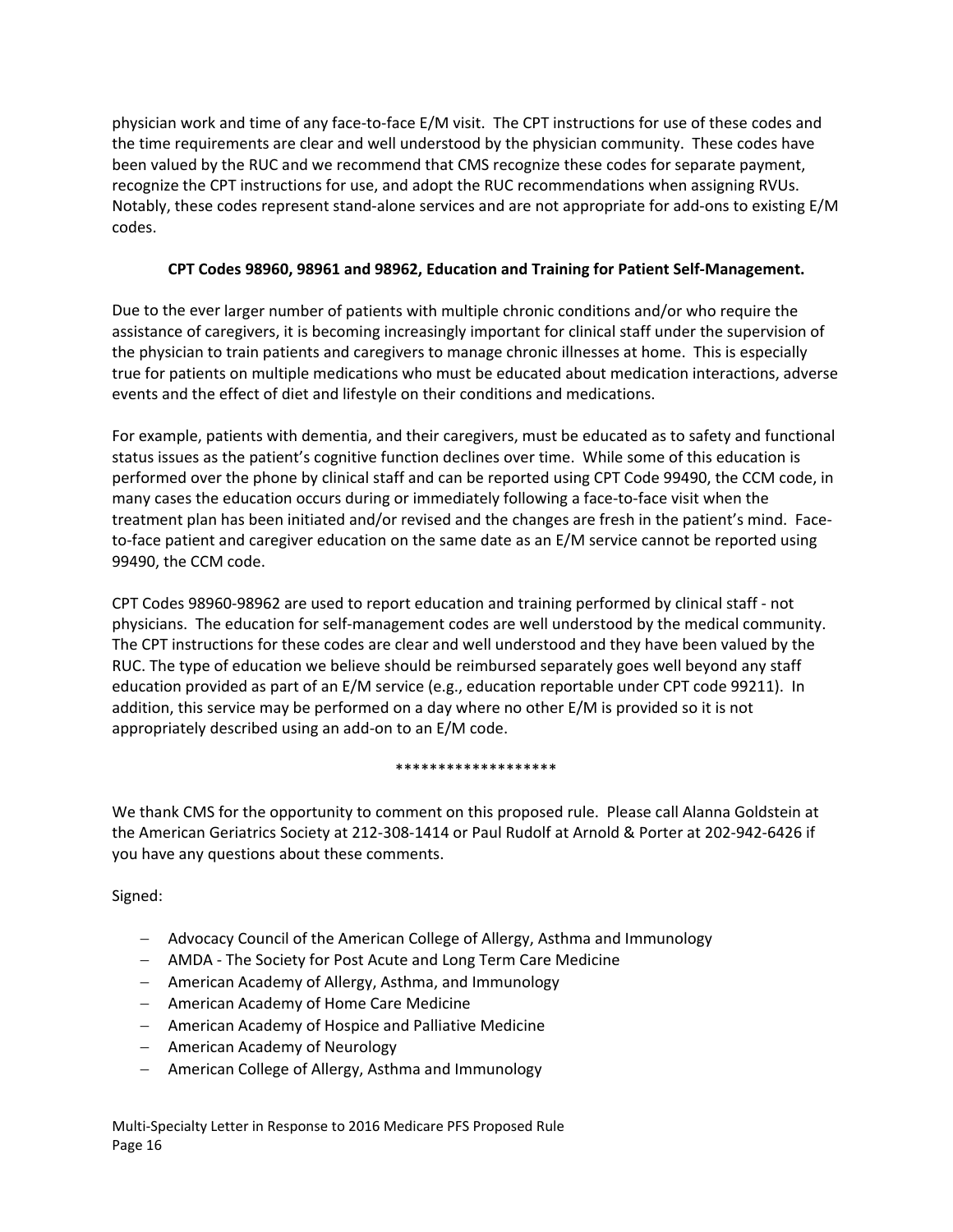physician work and time of any face-to-face E/M visit. The CPT instructions for use of these codes and the time requirements are clear and well understood by the physician community. These codes have been valued by the RUC and we recommend that CMS recognize these codes for separate payment, recognize the CPT instructions for use, and adopt the RUC recommendations when assigning RVUs. Notably, these codes represent stand-alone services and are not appropriate for add-ons to existing E/M codes.

**CPT Codes 98960, 98961 and 98962, Education and Training for Patient Self-Management.**

Due to the ever larger number of patients with multiple chronic conditions and/or who require the assistance of caregivers, it is becoming increasingly important for clinical staff under the supervision of the physician to train patients and caregivers to manage chronic illnesses at home. This is especially true for patients on multiple medications who must be educated about medication interactions, adverse events and the effect of diet and lifestyle on their conditions and medications.

For example, patients with dementia, and their caregivers, must be educated as to safety and functional status issues as the patient's cognitive function declines over time. While some of this education is performed over the phone by clinical staff and can be reported using CPT Code 99490, the CCM code, in many cases the education occurs during or immediately following a face-to-face visit when the treatment plan has been initiated and/or revised and the changes are fresh in the patient's mind. Face-to-face patient and caregiver education on the same date as an E/M service cannot be reported using 99490, the CCM code.

CPT Codes 98960-98962 are used to report education and training performed by clinical staff - not physicians. The education for self-management codes are well understood by the medical community. The CPT instructions for these codes are clear and well understood and they have been valued by the RUC. The type of education we believe should be reimbursed separately goes well beyond any staff education provided as part of an E/M service (e.g., education reportable under CPT code 99211). In addition, this service may be performed on a day where no other E/M is provided so it is not appropriately described using an add-on to an E/M code.

*******************

We thank CMS for the opportunity to comment on this proposed rule. Please call Alanna Goldstein at the American Geriatrics Society at 212-308-1414 or Paul Rudolf at Arnold & Porter at 202-942-6426 if you have any questions about these comments.

Signed:

- Advocacy Council of the American College of Allergy, Asthma and Immunology
- AMDA - The Society for Post Acute and Long Term Care Medicine
- American Academy of Allergy, Asthma, and Immunology
- American Academy of Home Care Medicine
- American Academy of Hospice and Palliative Medicine
- American Academy of Neurology
- American College of Allergy, Asthma and Immunology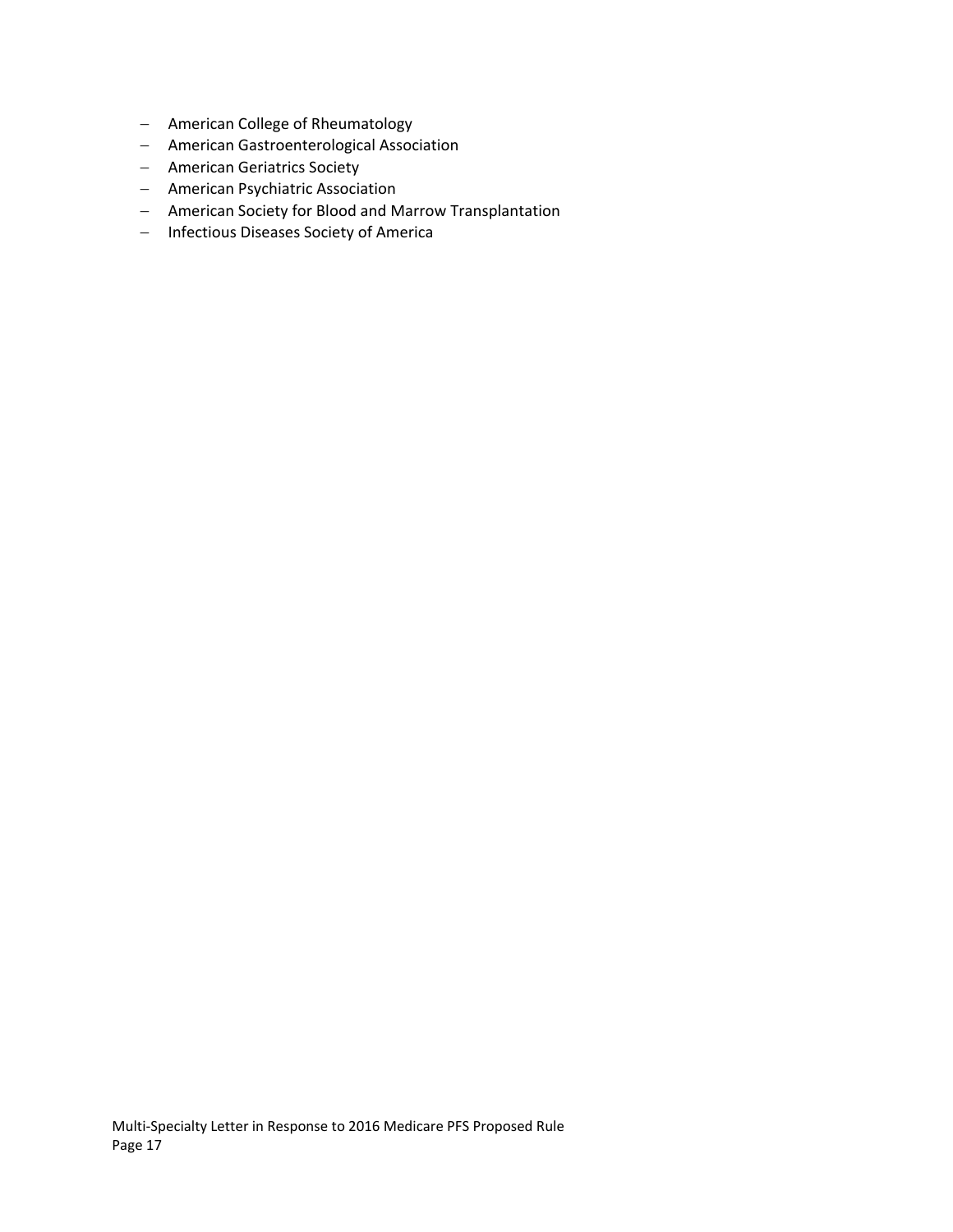- American College of Rheumatology
- American Gastroenterological Association
- American Geriatrics Society
- American Psychiatric Association
- American Society for Blood and Marrow Transplantation
- Infectious Diseases Society of America